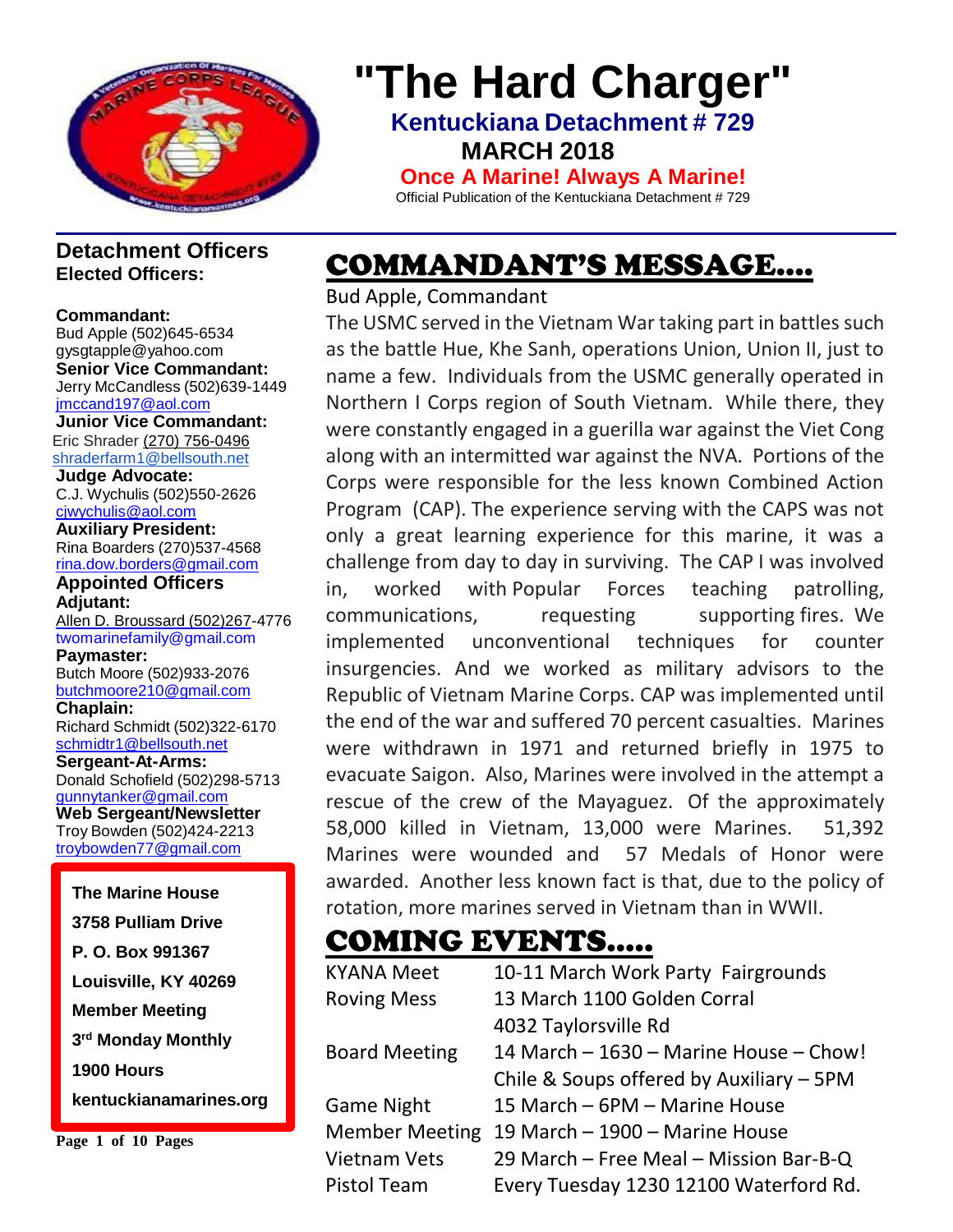# "The Hard Charger"

**Kentuckiana Detachment # 729**

**MARCH 2018**

**Once A Marine! Always A Marine!**

Official Publication of the Kentuckiana Detachment # 729

## Detachment Officers

**Elected Officers:**

**Commandant:**
Bud Apple (502)645-6534
gysgtapple@yahoo.com

**Senior Vice Commandant:**
Jerry McCandless (502)639-1449
jmccand197@aol.com

**Junior Vice Commandant:**
Eric Shrader (270) 756-0496
shraderfarm1@bellsouth.net

**Judge Advocate:**
C.J. Wychulis (502)550-2626
cjwychulis@aol.com

**Auxiliary President:**
Rina Boarders (270)537-4568
rina.dow.borders@gmail.com

**Appointed Officers**

**Adjutant:**
Allen D. Broussard (502)267-4776
twomarinefamily@gmail.com

**Paymaster:**
Butch Moore (502)933-2076
butchmoore210@gmail.com

**Chaplain:**
Richard Schmidt (502)322-6170
schmidtr1@bellsouth.net

**Sergeant-At-Arms:**
Donald Schofield (502)298-5713
gunnytanker@gmail.com

**Web Sergeant/Newsletter**
Troy Bowden (502)424-2213
troybowden77@gmail.com

**The Marine House**
**3758 Pulliam Drive**
**P. O. Box 991367**
**Louisville, KY 40269**
**Member Meeting**
**3rd Monday Monthly**
**1900 Hours**
**kentuckianamarines.org**

## COMMANDANT'S MESSAGE....

Bud Apple, Commandant

The USMC served in the Vietnam War taking part in battles such as the battle Hue, Khe Sanh, operations Union, Union II, just to name a few. Individuals from the USMC generally operated in Northern I Corps region of South Vietnam. While there, they were constantly engaged in a guerilla war against the Viet Cong along with an intermitted war against the NVA. Portions of the Corps were responsible for the less known Combined Action Program (CAP). The experience serving with the CAPS was not only a great learning experience for this marine, it was a challenge from day to day in surviving. The CAP I was involved in, worked with Popular Forces teaching patrolling, communications, requesting supporting fires. We implemented unconventional techniques for counter insurgencies. And we worked as military advisors to the Republic of Vietnam Marine Corps. CAP was implemented until the end of the war and suffered 70 percent casualties. Marines were withdrawn in 1971 and returned briefly in 1975 to evacuate Saigon. Also, Marines were involved in the attempt a rescue of the crew of the Mayaguez. Of the approximately 58,000 killed in Vietnam, 13,000 were Marines. 51,392 Marines were wounded and 57 Medals of Honor were awarded. Another less known fact is that, due to the policy of rotation, more marines served in Vietnam than in WWII.

## COMING EVENTS.....

| | |
|---|---|
| KYANA Meet | 10-11 March Work Party Fairgrounds |
| Roving Mess | 13 March 1100 Golden Corral 4032 Taylorsville Rd |
| Board Meeting | 14 March – 1630 – Marine House – Chow! Chile & Soups offered by Auxiliary – 5PM |
| Game Night | 15 March – 6PM – Marine House |
| Member Meeting | 19 March – 1900 – Marine House |
| Vietnam Vets | 29 March – Free Meal – Mission Bar-B-Q |
| Pistol Team | Every Tuesday 1230 12100 Waterford Rd. |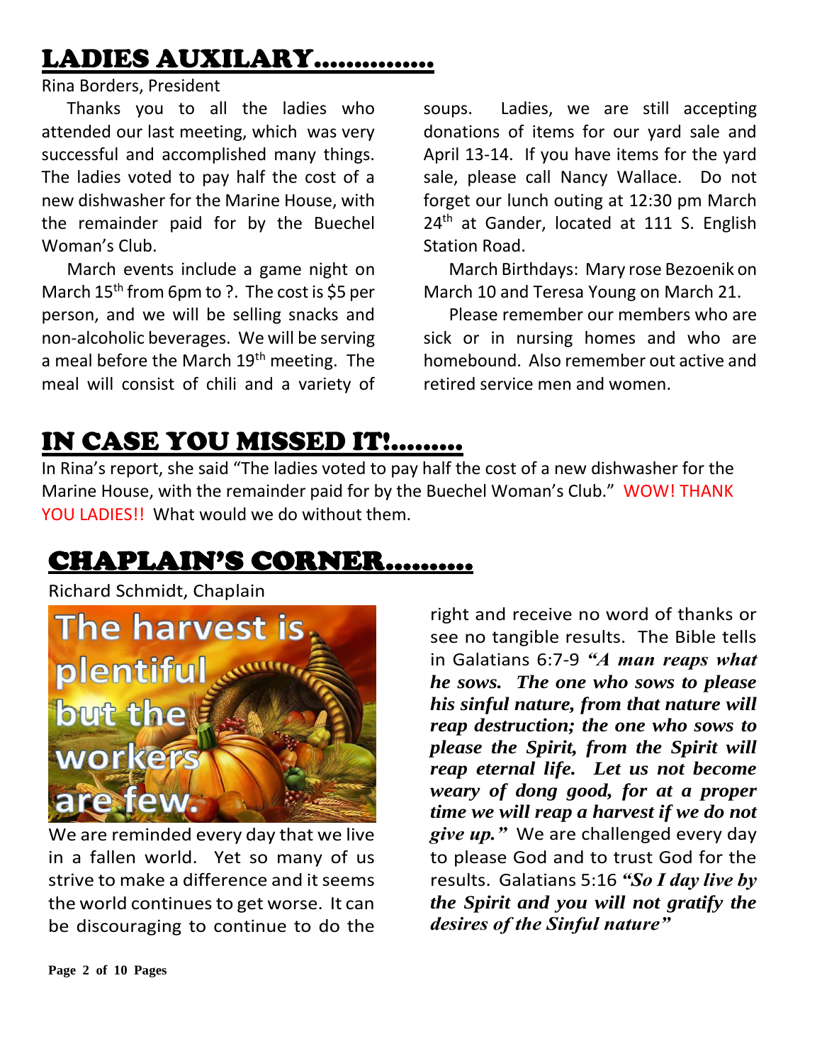## LADIES AUXILARY..............

Rina Borders, President

Thanks you to all the ladies who attended our last meeting, which was very successful and accomplished many things. The ladies voted to pay half the cost of a new dishwasher for the Marine House, with the remainder paid for by the Buechel Woman's Club.

March events include a game night on March 15th from 6pm to ?. The cost is $5 per person, and we will be selling snacks and non-alcoholic beverages. We will be serving a meal before the March 19th meeting. The meal will consist of chili and a variety of soups. Ladies, we are still accepting donations of items for our yard sale and April 13-14. If you have items for the yard sale, please call Nancy Wallace. Do not forget our lunch outing at 12:30 pm March 24th at Gander, located at 111 S. English Station Road.

March Birthdays: Mary rose Bezoenik on March 10 and Teresa Young on March 21.

Please remember our members who are sick or in nursing homes and who are homebound. Also remember out active and retired service men and women.

## IN CASE YOU MISSED IT!.........

In Rina's report, she said "The ladies voted to pay half the cost of a new dishwasher for the Marine House, with the remainder paid for by the Buechel Woman's Club." WOW! THANK YOU LADIES!! What would we do without them.

## CHAPLAIN'S CORNER..........

Richard Schmidt, Chaplain

The harvest is plentiful but the workers are few.

We are reminded every day that we live in a fallen world. Yet so many of us strive to make a difference and it seems the world continues to get worse. It can be discouraging to continue to do the right and receive no word of thanks or see no tangible results. The Bible tells in Galatians 6:7-9 ***"A man reaps what he sows. The one who sows to please his sinful nature, from that nature will reap destruction; the one who sows to please the Spirit, from the Spirit will reap eternal life. Let us not become weary of dong good, for at a proper time we will reap a harvest if we do not give up."*** We are challenged every day to please God and to trust God for the results. Galatians 5:16 ***"So I day live by the Spirit and you will not gratify the desires of the Sinful nature"***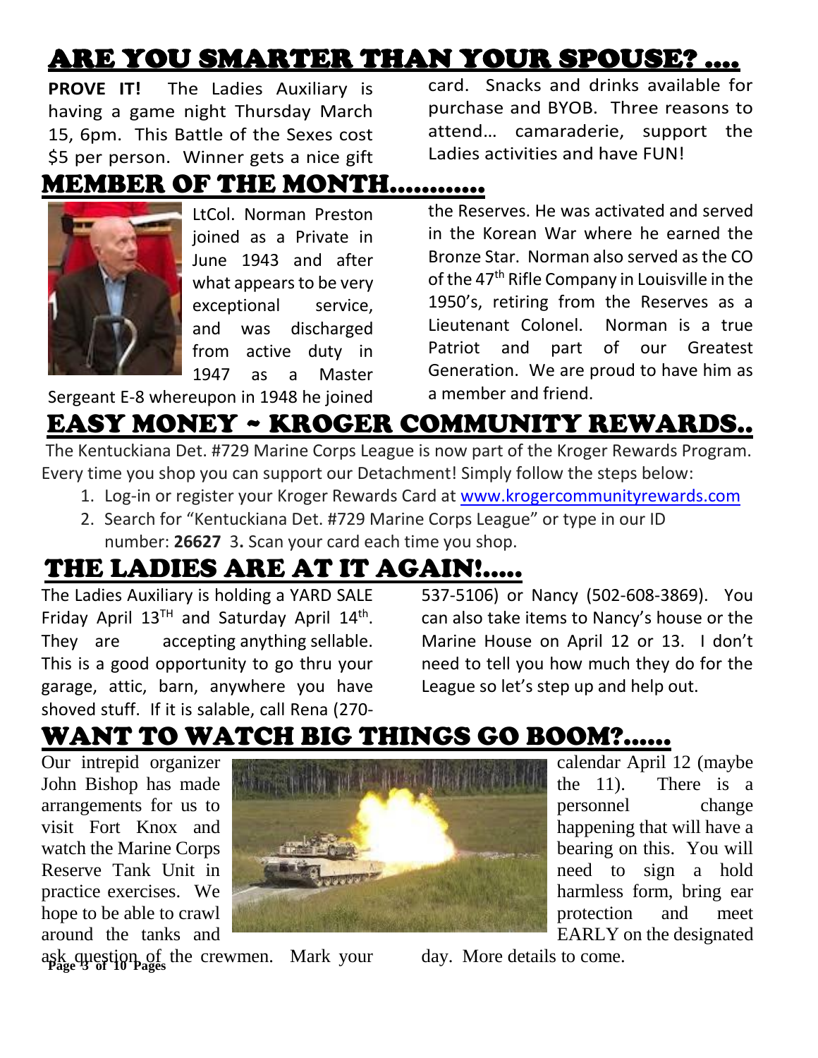## ARE YOU SMARTER THAN YOUR SPOUSE? ….

**PROVE IT!** The Ladies Auxiliary is having a game night Thursday March 15, 6pm. This Battle of the Sexes cost $5 per person. Winner gets a nice gift card. Snacks and drinks available for purchase and BYOB. Three reasons to attend… camaraderie, support the Ladies activities and have FUN!

## MEMBER OF THE MONTH…………

LtCol. Norman Preston joined as a Private in June 1943 and after what appears to be very exceptional service, and was discharged from active duty in 1947 as a Master Sergeant E-8 whereupon in 1948 he joined the Reserves. He was activated and served in the Korean War where he earned the Bronze Star. Norman also served as the CO of the 47th Rifle Company in Louisville in the 1950's, retiring from the Reserves as a Lieutenant Colonel. Norman is a true Patriot and part of our Greatest Generation. We are proud to have him as a member and friend.

## EASY MONEY ~ KROGER COMMUNITY REWARDS..

The Kentuckiana Det. #729 Marine Corps League is now part of the Kroger Rewards Program. Every time you shop you can support our Detachment! Simply follow the steps below:

1. Log-in or register your Kroger Rewards Card at www.krogercommunityrewards.com
2. Search for "Kentuckiana Det. #729 Marine Corps League" or type in our ID number: **26627** 3**.** Scan your card each time you shop.

## THE LADIES ARE AT IT AGAIN!…..

The Ladies Auxiliary is holding a YARD SALE Friday April 13TH and Saturday April 14th. They are accepting anything sellable. This is a good opportunity to go thru your garage, attic, barn, anywhere you have shoved stuff. If it is salable, call Rena (270-537-5106) or Nancy (502-608-3869). You can also take items to Nancy's house or the Marine House on April 12 or 13. I don't need to tell you how much they do for the League so let's step up and help out.

## WANT TO WATCH BIG THINGS GO BOOM?……

Our intrepid organizer John Bishop has made arrangements for us to visit Fort Knox and watch the Marine Corps Reserve Tank Unit in practice exercises. We hope to be able to crawl around the tanks and ask question of the crewmen. Mark your calendar April 12 (maybe the 11). There is a personnel change happening that will have a bearing on this. You will need to sign a hold harmless form, bring ear protection and meet EARLY on the designated day. More details to come.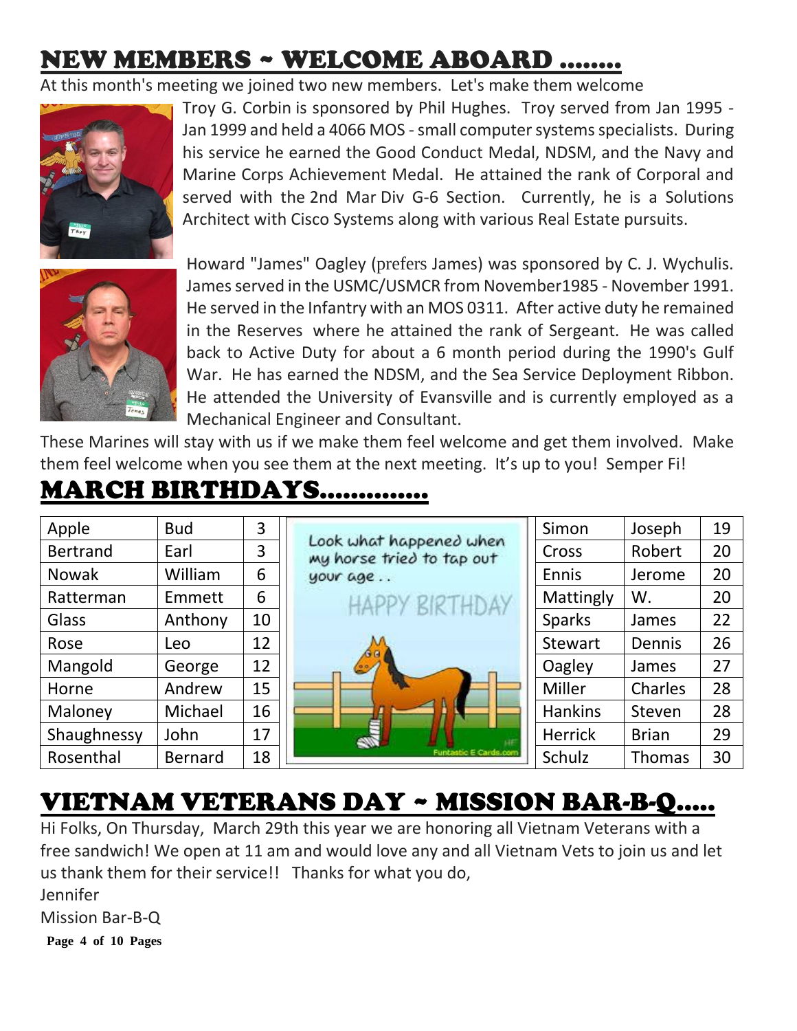# NEW MEMBERS ~ WELCOME ABOARD ........

At this month's meeting we joined two new members. Let's make them welcome

Troy G. Corbin is sponsored by Phil Hughes. Troy served from Jan 1995 - Jan 1999 and held a 4066 MOS - small computer systems specialists. During his service he earned the Good Conduct Medal, NDSM, and the Navy and Marine Corps Achievement Medal. He attained the rank of Corporal and served with the 2nd Mar Div G-6 Section. Currently, he is a Solutions Architect with Cisco Systems along with various Real Estate pursuits.

Howard "James" Oagley (prefers James) was sponsored by C. J. Wychulis. James served in the USMC/USMCR from November1985 - November 1991. He served in the Infantry with an MOS 0311. After active duty he remained in the Reserves where he attained the rank of Sergeant. He was called back to Active Duty for about a 6 month period during the 1990's Gulf War. He has earned the NDSM, and the Sea Service Deployment Ribbon. He attended the University of Evansville and is currently employed as a Mechanical Engineer and Consultant.

These Marines will stay with us if we make them feel welcome and get them involved. Make them feel welcome when you see them at the next meeting. It's up to you! Semper Fi!

# MARCH BIRTHDAYS.............

| | | |
|---|---|---|
| Apple | Bud | 3 |
| Bertrand | Earl | 3 |
| Nowak | William | 6 |
| Ratterman | Emmett | 6 |
| Glass | Anthony | 10 |
| Rose | Leo | 12 |
| Mangold | George | 12 |
| Horne | Andrew | 15 |
| Maloney | Michael | 16 |
| Shaughnessy | John | 17 |
| Rosenthal | Bernard | 18 |

Look what happened when my horse tried to tap out your age . .

HAPPY BIRTHDAY

| | | |
|---|---|---|
| Simon | Joseph | 19 |
| Cross | Robert | 20 |
| Ennis | Jerome | 20 |
| Mattingly | W. | 20 |
| Sparks | James | 22 |
| Stewart | Dennis | 26 |
| Oagley | James | 27 |
| Miller | Charles | 28 |
| Hankins | Steven | 28 |
| Herrick | Brian | 29 |
| Schulz | Thomas | 30 |

# VIETNAM VETERANS DAY ~ MISSION BAR-B-Q.....

Hi Folks, On Thursday, March 29th this year we are honoring all Vietnam Veterans with a free sandwich! We open at 11 am and would love any and all Vietnam Vets to join us and let us thank them for their service!! Thanks for what you do,

Jennifer

Mission Bar-B-Q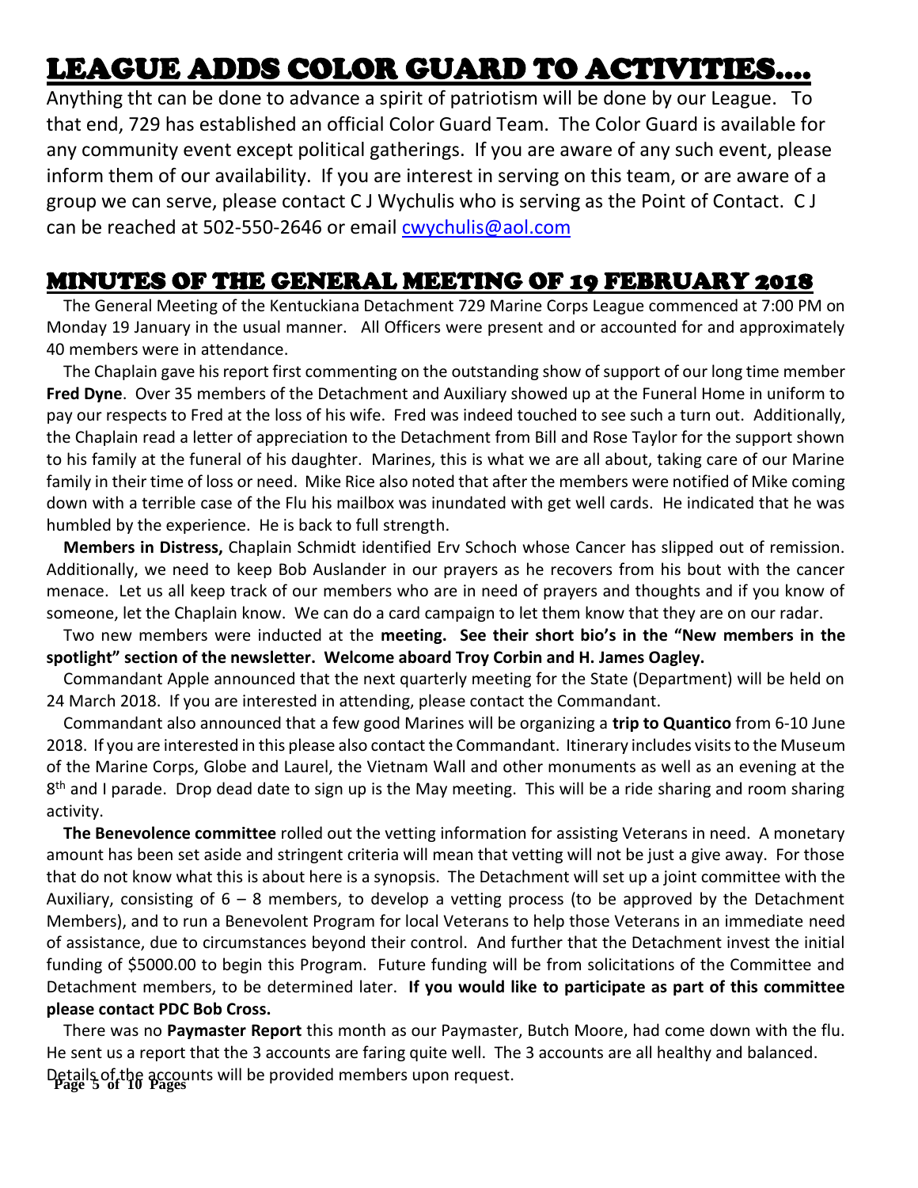## LEAGUE ADDS COLOR GUARD TO ACTIVITIES….

Anything tht can be done to advance a spirit of patriotism will be done by our League. To that end, 729 has established an official Color Guard Team. The Color Guard is available for any community event except political gatherings. If you are aware of any such event, please inform them of our availability. If you are interest in serving on this team, or are aware of a group we can serve, please contact C J Wychulis who is serving as the Point of Contact. C J can be reached at 502-550-2646 or email cwychulis@aol.com

## MINUTES OF THE GENERAL MEETING OF 19 FEBRUARY 2018

The General Meeting of the Kentuckiana Detachment 729 Marine Corps League commenced at 7:00 PM on Monday 19 January in the usual manner. All Officers were present and or accounted for and approximately 40 members were in attendance.

The Chaplain gave his report first commenting on the outstanding show of support of our long time member **Fred Dyne**. Over 35 members of the Detachment and Auxiliary showed up at the Funeral Home in uniform to pay our respects to Fred at the loss of his wife. Fred was indeed touched to see such a turn out. Additionally, the Chaplain read a letter of appreciation to the Detachment from Bill and Rose Taylor for the support shown to his family at the funeral of his daughter. Marines, this is what we are all about, taking care of our Marine family in their time of loss or need. Mike Rice also noted that after the members were notified of Mike coming down with a terrible case of the Flu his mailbox was inundated with get well cards. He indicated that he was humbled by the experience. He is back to full strength.

**Members in Distress,** Chaplain Schmidt identified Erv Schoch whose Cancer has slipped out of remission. Additionally, we need to keep Bob Auslander in our prayers as he recovers from his bout with the cancer menace. Let us all keep track of our members who are in need of prayers and thoughts and if you know of someone, let the Chaplain know. We can do a card campaign to let them know that they are on our radar.

Two new members were inducted at the **meeting. See their short bio's in the "New members in the spotlight" section of the newsletter. Welcome aboard Troy Corbin and H. James Oagley.**

Commandant Apple announced that the next quarterly meeting for the State (Department) will be held on 24 March 2018. If you are interested in attending, please contact the Commandant.

Commandant also announced that a few good Marines will be organizing a **trip to Quantico** from 6-10 June 2018. If you are interested in this please also contact the Commandant. Itinerary includes visits to the Museum of the Marine Corps, Globe and Laurel, the Vietnam Wall and other monuments as well as an evening at the 8th and I parade. Drop dead date to sign up is the May meeting. This will be a ride sharing and room sharing activity.

**The Benevolence committee** rolled out the vetting information for assisting Veterans in need. A monetary amount has been set aside and stringent criteria will mean that vetting will not be just a give away. For those that do not know what this is about here is a synopsis. The Detachment will set up a joint committee with the Auxiliary, consisting of 6 – 8 members, to develop a vetting process (to be approved by the Detachment Members), and to run a Benevolent Program for local Veterans to help those Veterans in an immediate need of assistance, due to circumstances beyond their control. And further that the Detachment invest the initial funding of $5000.00 to begin this Program. Future funding will be from solicitations of the Committee and Detachment members, to be determined later. **If you would like to participate as part of this committee please contact PDC Bob Cross.**

There was no **Paymaster Report** this month as our Paymaster, Butch Moore, had come down with the flu. He sent us a report that the 3 accounts are faring quite well. The 3 accounts are all healthy and balanced. Details of the accounts will be provided members upon request.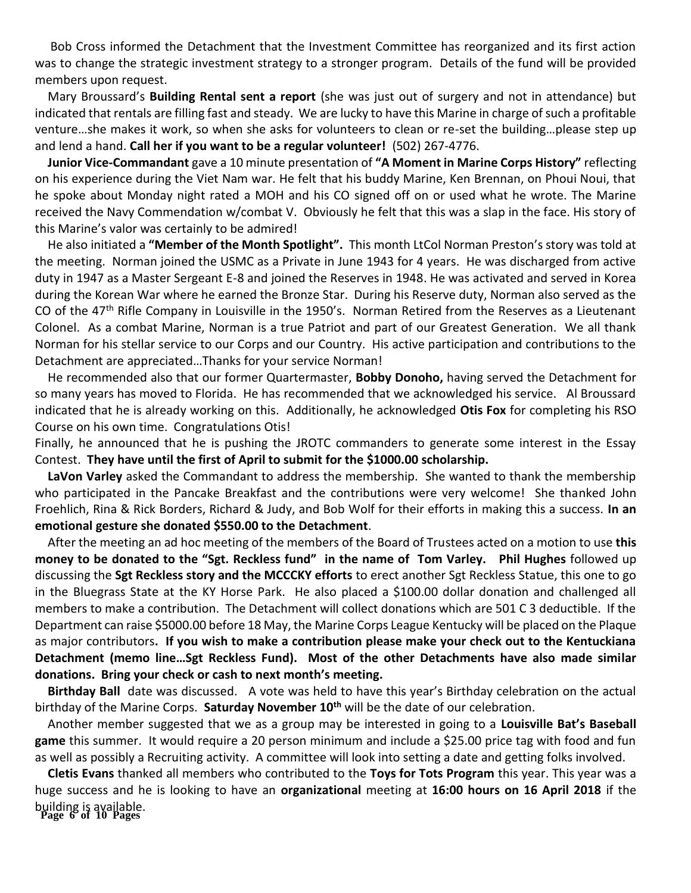Bob Cross informed the Detachment that the Investment Committee has reorganized and its first action was to change the strategic investment strategy to a stronger program. Details of the fund will be provided members upon request.

Mary Broussard's **Building Rental sent a report** (she was just out of surgery and not in attendance) but indicated that rentals are filling fast and steady. We are lucky to have this Marine in charge of such a profitable venture…she makes it work, so when she asks for volunteers to clean or re-set the building…please step up and lend a hand. **Call her if you want to be a regular volunteer!** (502) 267-4776.

**Junior Vice-Commandant** gave a 10 minute presentation of **"A Moment in Marine Corps History"** reflecting on his experience during the Viet Nam war. He felt that his buddy Marine, Ken Brennan, on Phoui Noui, that he spoke about Monday night rated a MOH and his CO signed off on or used what he wrote. The Marine received the Navy Commendation w/combat V. Obviously he felt that this was a slap in the face. His story of this Marine's valor was certainly to be admired!

He also initiated a **"Member of the Month Spotlight".** This month LtCol Norman Preston's story was told at the meeting. Norman joined the USMC as a Private in June 1943 for 4 years. He was discharged from active duty in 1947 as a Master Sergeant E-8 and joined the Reserves in 1948. He was activated and served in Korea during the Korean War where he earned the Bronze Star. During his Reserve duty, Norman also served as the CO of the 47th Rifle Company in Louisville in the 1950's. Norman Retired from the Reserves as a Lieutenant Colonel. As a combat Marine, Norman is a true Patriot and part of our Greatest Generation. We all thank Norman for his stellar service to our Corps and our Country. His active participation and contributions to the Detachment are appreciated…Thanks for your service Norman!

He recommended also that our former Quartermaster, **Bobby Donoho,** having served the Detachment for so many years has moved to Florida. He has recommended that we acknowledged his service. Al Broussard indicated that he is already working on this. Additionally, he acknowledged **Otis Fox** for completing his RSO Course on his own time. Congratulations Otis!

Finally, he announced that he is pushing the JROTC commanders to generate some interest in the Essay Contest. **They have until the first of April to submit for the $1000.00 scholarship.**

**LaVon Varley** asked the Commandant to address the membership. She wanted to thank the membership who participated in the Pancake Breakfast and the contributions were very welcome! She thanked John Froehlich, Rina & Rick Borders, Richard & Judy, and Bob Wolf for their efforts in making this a success. **In an emotional gesture she donated $550.00 to the Detachment**.

After the meeting an ad hoc meeting of the members of the Board of Trustees acted on a motion to use **this money to be donated to the "Sgt. Reckless fund" in the name of Tom Varley. Phil Hughes** followed up discussing the **Sgt Reckless story and the MCCCKY efforts** to erect another Sgt Reckless Statue, this one to go in the Bluegrass State at the KY Horse Park. He also placed a $100.00 dollar donation and challenged all members to make a contribution. The Detachment will collect donations which are 501 C 3 deductible. If the Department can raise $5000.00 before 18 May, the Marine Corps League Kentucky will be placed on the Plaque as major contributors**. If you wish to make a contribution please make your check out to the Kentuckiana Detachment (memo line…Sgt Reckless Fund). Most of the other Detachments have also made similar donations. Bring your check or cash to next month's meeting.**

**Birthday Ball** date was discussed. A vote was held to have this year's Birthday celebration on the actual birthday of the Marine Corps. **Saturday November 10th** will be the date of our celebration.

Another member suggested that we as a group may be interested in going to a **Louisville Bat's Baseball game** this summer. It would require a 20 person minimum and include a $25.00 price tag with food and fun as well as possibly a Recruiting activity. A committee will look into setting a date and getting folks involved.

**Cletis Evans** thanked all members who contributed to the **Toys for Tots Program** this year. This year was a huge success and he is looking to have an **organizational** meeting at **16:00 hours on 16 April 2018** if the building is available.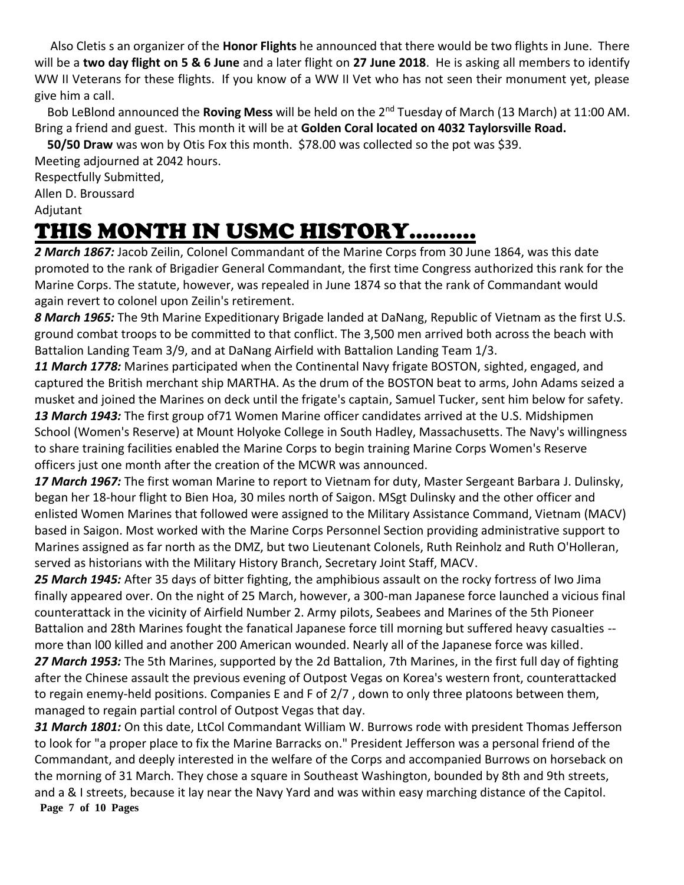Also Cletis s an organizer of the **Honor Flights** he announced that there would be two flights in June. There will be a **two day flight on 5 & 6 June** and a later flight on **27 June 2018**. He is asking all members to identify WW II Veterans for these flights. If you know of a WW II Vet who has not seen their monument yet, please give him a call.

Bob LeBlond announced the **Roving Mess** will be held on the 2nd Tuesday of March (13 March) at 11:00 AM. Bring a friend and guest. This month it will be at **Golden Coral located on 4032 Taylorsville Road.**

**50/50 Draw** was won by Otis Fox this month. $78.00 was collected so the pot was $39.

Meeting adjourned at 2042 hours.

Respectfully Submitted,

Allen D. Broussard

Adjutant

# THIS MONTH IN USMC HISTORY.........

***2 March 1867:*** Jacob Zeilin, Colonel Commandant of the Marine Corps from 30 June 1864, was this date promoted to the rank of Brigadier General Commandant, the first time Congress authorized this rank for the Marine Corps. The statute, however, was repealed in June 1874 so that the rank of Commandant would again revert to colonel upon Zeilin's retirement.

***8 March 1965:*** The 9th Marine Expeditionary Brigade landed at DaNang, Republic of Vietnam as the first U.S. ground combat troops to be committed to that conflict. The 3,500 men arrived both across the beach with Battalion Landing Team 3/9, and at DaNang Airfield with Battalion Landing Team 1/3.

***11 March 1778:*** Marines participated when the Continental Navy frigate BOSTON, sighted, engaged, and captured the British merchant ship MARTHA. As the drum of the BOSTON beat to arms, John Adams seized a musket and joined the Marines on deck until the frigate's captain, Samuel Tucker, sent him below for safety.

***13 March 1943:*** The first group of71 Women Marine officer candidates arrived at the U.S. Midshipmen School (Women's Reserve) at Mount Holyoke College in South Hadley, Massachusetts. The Navy's willingness to share training facilities enabled the Marine Corps to begin training Marine Corps Women's Reserve officers just one month after the creation of the MCWR was announced.

***17 March 1967:*** The first woman Marine to report to Vietnam for duty, Master Sergeant Barbara J. Dulinsky, began her 18-hour flight to Bien Hoa, 30 miles north of Saigon. MSgt Dulinsky and the other officer and enlisted Women Marines that followed were assigned to the Military Assistance Command, Vietnam (MACV) based in Saigon. Most worked with the Marine Corps Personnel Section providing administrative support to Marines assigned as far north as the DMZ, but two Lieutenant Colonels, Ruth Reinholz and Ruth O'Holleran, served as historians with the Military History Branch, Secretary Joint Staff, MACV.

***25 March 1945:*** After 35 days of bitter fighting, the amphibious assault on the rocky fortress of Iwo Jima finally appeared over. On the night of 25 March, however, a 300-man Japanese force launched a vicious final counterattack in the vicinity of Airfield Number 2. Army pilots, Seabees and Marines of the 5th Pioneer Battalion and 28th Marines fought the fanatical Japanese force till morning but suffered heavy casualties -- more than l00 killed and another 200 American wounded. Nearly all of the Japanese force was killed.

***27 March 1953:*** The 5th Marines, supported by the 2d Battalion, 7th Marines, in the first full day of fighting after the Chinese assault the previous evening of Outpost Vegas on Korea's western front, counterattacked to regain enemy-held positions. Companies E and F of 2/7 , down to only three platoons between them, managed to regain partial control of Outpost Vegas that day.

***31 March 1801:*** On this date, LtCol Commandant William W. Burrows rode with president Thomas Jefferson to look for "a proper place to fix the Marine Barracks on." President Jefferson was a personal friend of the Commandant, and deeply interested in the welfare of the Corps and accompanied Burrows on horseback on the morning of 31 March. They chose a square in Southeast Washington, bounded by 8th and 9th streets, and a & I streets, because it lay near the Navy Yard and was within easy marching distance of the Capitol.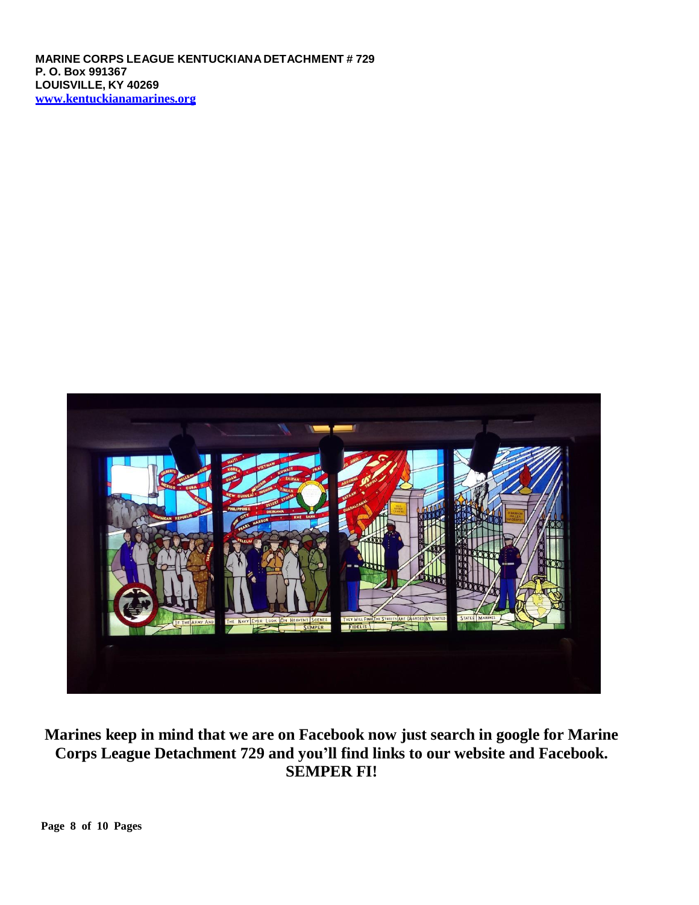**MARINE CORPS LEAGUE KENTUCKIANA DETACHMENT # 729**
**P. O. Box 991367**
**LOUISVILLE, KY 40269**
**[www.kentuckianamarines.org](http://www.kentuckianamarines.org)**

**Marines keep in mind that we are on Facebook now just search in google for Marine Corps League Detachment 729 and you'll find links to our website and Facebook. SEMPER FI!**